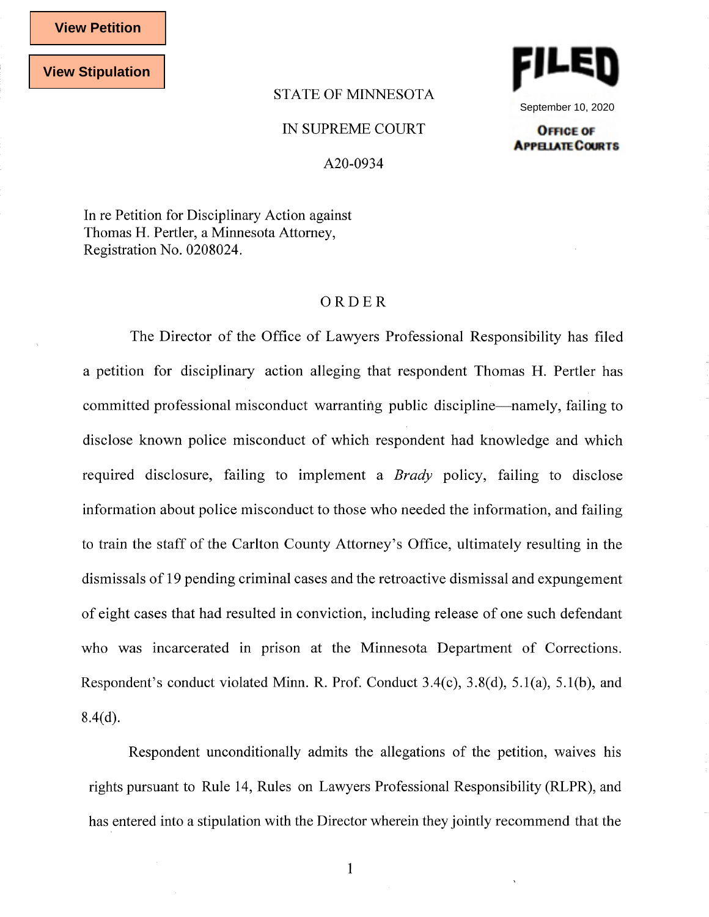View Petition

View Stipulation

STATE OF MINNESOTA

IN SUPREME COURT

A20-0934

**FILED**

September 10, 2020

**OFFICE OF APPELLATE COURTS**

In re Petition for Disciplinary Action against
Thomas H. Pertler, a Minnesota Attorney,
Registration No. 0208024.

# ORDER

The Director of the Office of Lawyers Professional Responsibility has filed a petition for disciplinary action alleging that respondent Thomas H. Pertler has committed professional misconduct warranting public discipline—namely, failing to disclose known police misconduct of which respondent had knowledge and which required disclosure, failing to implement a *Brady* policy, failing to disclose information about police misconduct to those who needed the information, and failing to train the staff of the Carlton County Attorney's Office, ultimately resulting in the dismissals of 19 pending criminal cases and the retroactive dismissal and expungement of eight cases that had resulted in conviction, including release of one such defendant who was incarcerated in prison at the Minnesota Department of Corrections. Respondent's conduct violated Minn. R. Prof. Conduct 3.4(c), 3.8(d), 5.1(a), 5.1(b), and 8.4(d).

Respondent unconditionally admits the allegations of the petition, waives his rights pursuant to Rule 14, Rules on Lawyers Professional Responsibility (RLPR), and has entered into a stipulation with the Director wherein they jointly recommend that the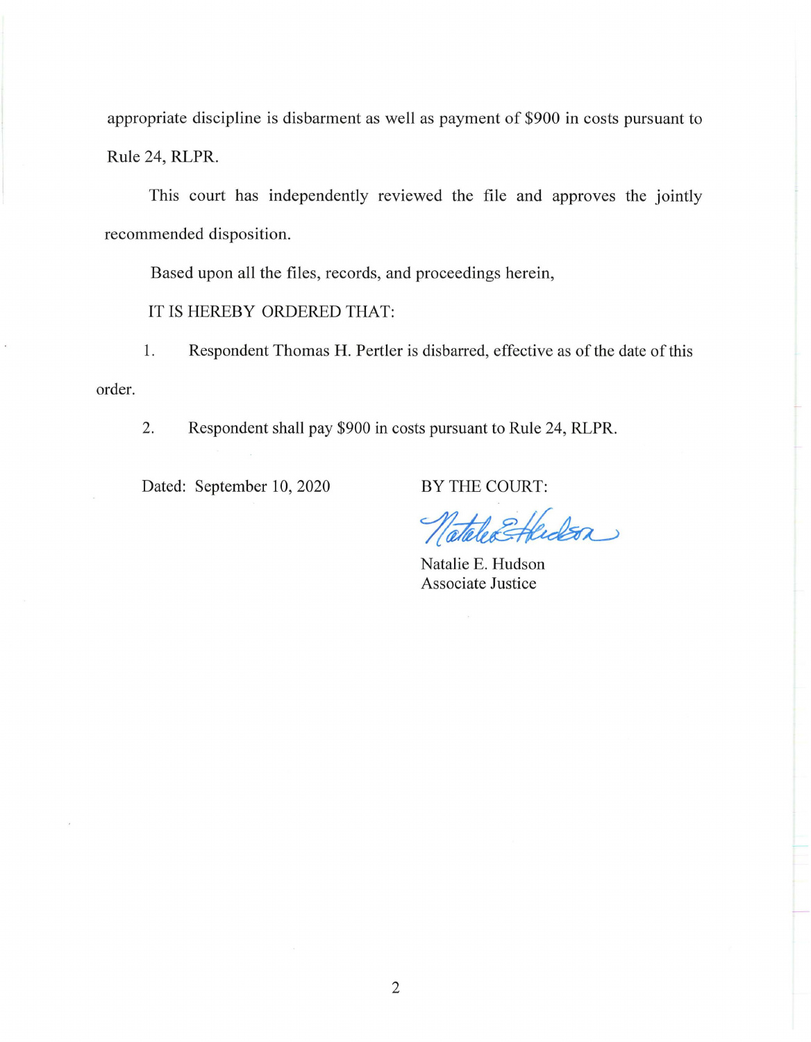appropriate discipline is disbarment as well as payment of $900 in costs pursuant to Rule 24, RLPR.

This court has independently reviewed the file and approves the jointly recommended disposition.

Based upon all the files, records, and proceedings herein,

IT IS HEREBY ORDERED THAT:

1. Respondent Thomas H. Pertler is disbarred, effective as of the date of this order.

2. Respondent shall pay $900 in costs pursuant to Rule 24, RLPR.

Dated: September 10, 2020

BY THE COURT:

Natalie E. Hudson
Associate Justice